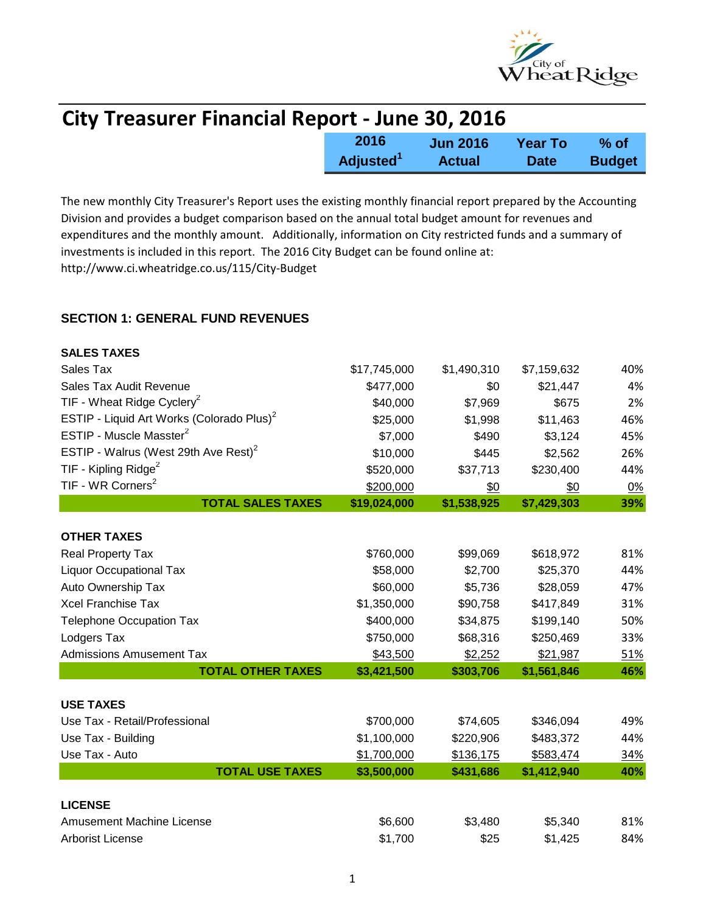# City Treasurer Financial Report - June 30, 2016

The new monthly City Treasurer's Report uses the existing monthly financial report prepared by the Accounting Division and provides a budget comparison based on the annual total budget amount for revenues and expenditures and the monthly amount. Additionally, information on City restricted funds and a summary of investments is included in this report. The 2016 City Budget can be found online at: http://www.ci.wheatridge.co.us/115/City-Budget

## SECTION 1: GENERAL FUND REVENUES

| | 2016 Adjusted[1] | Jun 2016 Actual | Year To Date | % of Budget |
|---|---|---|---|---|
| **SALES TAXES** | | | | |
| Sales Tax | $17,745,000 | $1,490,310 | $7,159,632 | 40% |
| Sales Tax Audit Revenue | $477,000 | $0 | $21,447 | 4% |
| TIF - Wheat Ridge Cyclery[2] | $40,000 | $7,969 | $675 | 2% |
| ESTIP - Liquid Art Works (Colorado Plus)[2] | $25,000 | $1,998 | $11,463 | 46% |
| ESTIP - Muscle Masster[2] | $7,000 | $490 | $3,124 | 45% |
| ESTIP - Walrus (West 29th Ave Rest)[2] | $10,000 | $445 | $2,562 | 26% |
| TIF - Kipling Ridge[2] | $520,000 | $37,713 | $230,400 | 44% |
| TIF - WR Corners[2] | $200,000 | $0 | $0 | 0% |
| **TOTAL SALES TAXES** | **$19,024,000** | **$1,538,925** | **$7,429,303** | **39%** |
| **OTHER TAXES** | | | | |
| Real Property Tax | $760,000 | $99,069 | $618,972 | 81% |
| Liquor Occupational Tax | $58,000 | $2,700 | $25,370 | 44% |
| Auto Ownership Tax | $60,000 | $5,736 | $28,059 | 47% |
| Xcel Franchise Tax | $1,350,000 | $90,758 | $417,849 | 31% |
| Telephone Occupation Tax | $400,000 | $34,875 | $199,140 | 50% |
| Lodgers Tax | $750,000 | $68,316 | $250,469 | 33% |
| Admissions Amusement Tax | $43,500 | $2,252 | $21,987 | 51% |
| **TOTAL OTHER TAXES** | **$3,421,500** | **$303,706** | **$1,561,846** | **46%** |
| **USE TAXES** | | | | |
| Use Tax - Retail/Professional | $700,000 | $74,605 | $346,094 | 49% |
| Use Tax - Building | $1,100,000 | $220,906 | $483,372 | 44% |
| Use Tax - Auto | $1,700,000 | $136,175 | $583,474 | 34% |
| **TOTAL USE TAXES** | **$3,500,000** | **$431,686** | **$1,412,940** | **40%** |
| **LICENSE** | | | | |
| Amusement Machine License | $6,600 | $3,480 | $5,340 | 81% |
| Arborist License | $1,700 | $25 | $1,425 | 84% |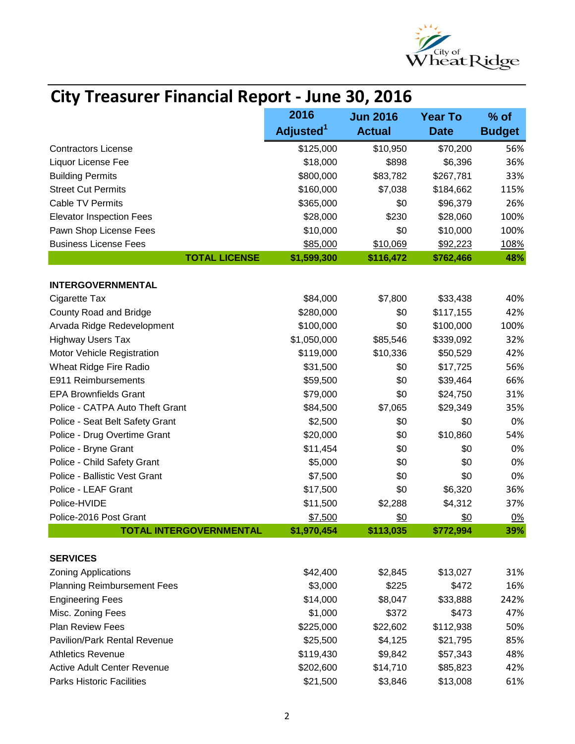# City Treasurer Financial Report - June 30, 2016

| | 2016 Adjusted[1] | Jun 2016 Actual | Year To Date | % of Budget |
|---|---|---|---|---|
| Contractors License | $125,000 | $10,950 | $70,200 | 56% |
| Liquor License Fee | $18,000 | $898 | $6,396 | 36% |
| Building Permits | $800,000 | $83,782 | $267,781 | 33% |
| Street Cut Permits | $160,000 | $7,038 | $184,662 | 115% |
| Cable TV Permits | $365,000 | $0 | $96,379 | 26% |
| Elevator Inspection Fees | $28,000 | $230 | $28,060 | 100% |
| Pawn Shop License Fees | $10,000 | $0 | $10,000 | 100% |
| Business License Fees | $85,000 | $10,069 | $92,223 | 108% |
| **TOTAL LICENSE** | **$1,599,300** | **$116,472** | **$762,466** | **48%** |
| | | | | |
| **INTERGOVERNMENTAL** | | | | |
| Cigarette Tax | $84,000 | $7,800 | $33,438 | 40% |
| County Road and Bridge | $280,000 | $0 | $117,155 | 42% |
| Arvada Ridge Redevelopment | $100,000 | $0 | $100,000 | 100% |
| Highway Users Tax | $1,050,000 | $85,546 | $339,092 | 32% |
| Motor Vehicle Registration | $119,000 | $10,336 | $50,529 | 42% |
| Wheat Ridge Fire Radio | $31,500 | $0 | $17,725 | 56% |
| E911 Reimbursements | $59,500 | $0 | $39,464 | 66% |
| EPA Brownfields Grant | $79,000 | $0 | $24,750 | 31% |
| Police - CATPA Auto Theft Grant | $84,500 | $7,065 | $29,349 | 35% |
| Police - Seat Belt Safety Grant | $2,500 | $0 | $0 | 0% |
| Police - Drug Overtime Grant | $20,000 | $0 | $10,860 | 54% |
| Police - Bryne Grant | $11,454 | $0 | $0 | 0% |
| Police - Child Safety Grant | $5,000 | $0 | $0 | 0% |
| Police - Ballistic Vest Grant | $7,500 | $0 | $0 | 0% |
| Police - LEAF Grant | $17,500 | $0 | $6,320 | 36% |
| Police-HVIDE | $11,500 | $2,288 | $4,312 | 37% |
| Police-2016 Post Grant | $7,500 | $0 | $0 | 0% |
| **TOTAL INTERGOVERNMENTAL** | **$1,970,454** | **$113,035** | **$772,994** | **39%** |
| | | | | |
| **SERVICES** | | | | |
| Zoning Applications | $42,400 | $2,845 | $13,027 | 31% |
| Planning Reimbursement Fees | $3,000 | $225 | $472 | 16% |
| Engineering Fees | $14,000 | $8,047 | $33,888 | 242% |
| Misc. Zoning Fees | $1,000 | $372 | $473 | 47% |
| Plan Review Fees | $225,000 | $22,602 | $112,938 | 50% |
| Pavilion/Park Rental Revenue | $25,500 | $4,125 | $21,795 | 85% |
| Athletics Revenue | $119,430 | $9,842 | $57,343 | 48% |
| Active Adult Center Revenue | $202,600 | $14,710 | $85,823 | 42% |
| Parks Historic Facilities | $21,500 | $3,846 | $13,008 | 61% |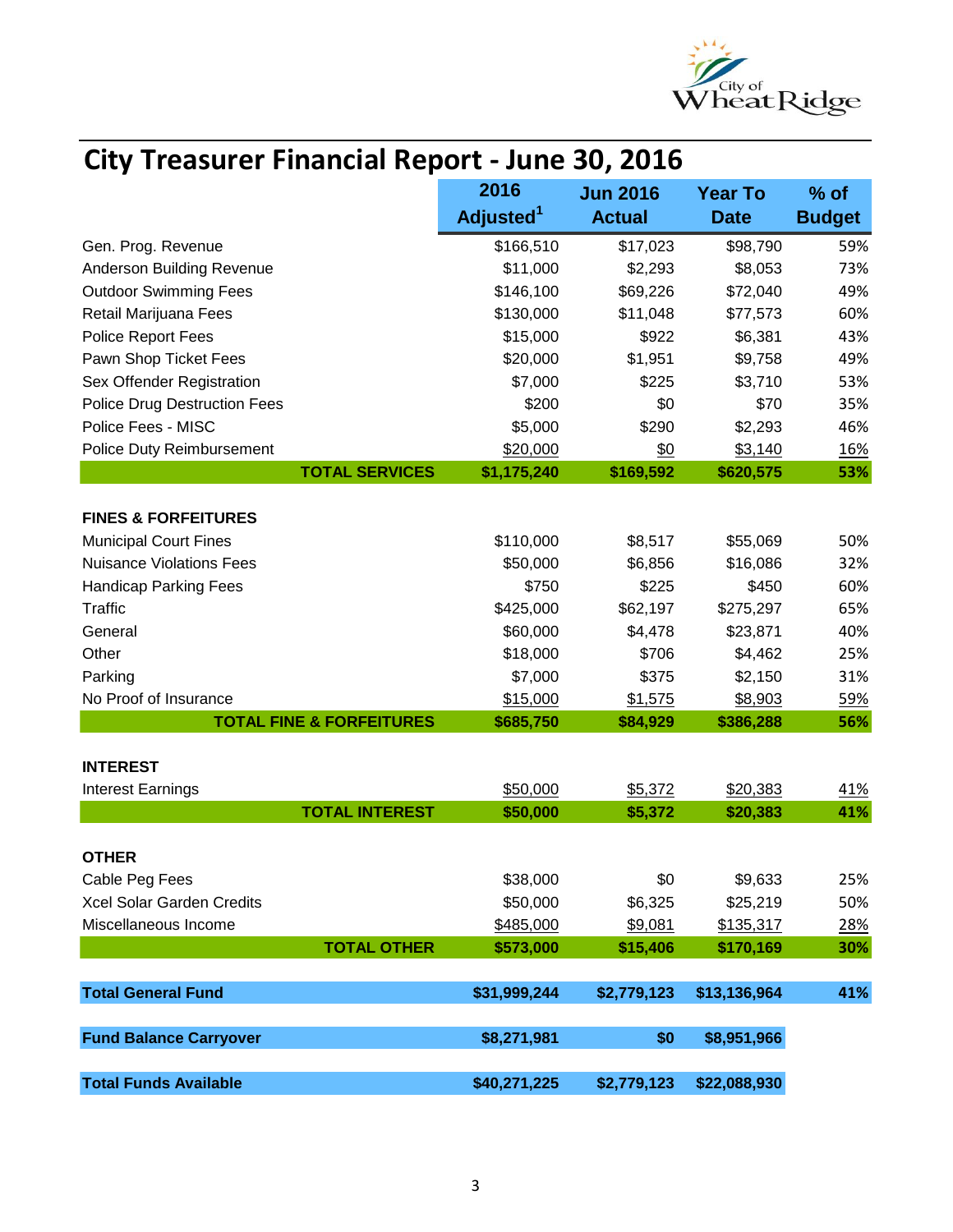# City Treasurer Financial Report - June 30, 2016

| | 2016 Adjusted[1] | Jun 2016 Actual | Year To Date | % of Budget |
|---|---|---|---|---|
| Gen. Prog. Revenue | $166,510 | $17,023 | $98,790 | 59% |
| Anderson Building Revenue | $11,000 | $2,293 | $8,053 | 73% |
| Outdoor Swimming Fees | $146,100 | $69,226 | $72,040 | 49% |
| Retail Marijuana Fees | $130,000 | $11,048 | $77,573 | 60% |
| Police Report Fees | $15,000 | $922 | $6,381 | 43% |
| Pawn Shop Ticket Fees | $20,000 | $1,951 | $9,758 | 49% |
| Sex Offender Registration | $7,000 | $225 | $3,710 | 53% |
| Police Drug Destruction Fees | $200 | $0 | $70 | 35% |
| Police Fees - MISC | $5,000 | $290 | $2,293 | 46% |
| Police Duty Reimbursement | $20,000 | $0 | $3,140 | 16% |
| **TOTAL SERVICES** | **$1,175,240** | **$169,592** | **$620,575** | **53%** |
| | | | | |
| **FINES & FORFEITURES** | | | | |
| Municipal Court Fines | $110,000 | $8,517 | $55,069 | 50% |
| Nuisance Violations Fees | $50,000 | $6,856 | $16,086 | 32% |
| Handicap Parking Fees | $750 | $225 | $450 | 60% |
| Traffic | $425,000 | $62,197 | $275,297 | 65% |
| General | $60,000 | $4,478 | $23,871 | 40% |
| Other | $18,000 | $706 | $4,462 | 25% |
| Parking | $7,000 | $375 | $2,150 | 31% |
| No Proof of Insurance | $15,000 | $1,575 | $8,903 | 59% |
| **TOTAL FINE & FORFEITURES** | **$685,750** | **$84,929** | **$386,288** | **56%** |
| | | | | |
| **INTEREST** | | | | |
| Interest Earnings | $50,000 | $5,372 | $20,383 | 41% |
| **TOTAL INTEREST** | **$50,000** | **$5,372** | **$20,383** | **41%** |
| | | | | |
| **OTHER** | | | | |
| Cable Peg Fees | $38,000 | $0 | $9,633 | 25% |
| Xcel Solar Garden Credits | $50,000 | $6,325 | $25,219 | 50% |
| Miscellaneous Income | $485,000 | $9,081 | $135,317 | 28% |
| **TOTAL OTHER** | **$573,000** | **$15,406** | **$170,169** | **30%** |
| | | | | |
| **Total General Fund** | **$31,999,244** | **$2,779,123** | **$13,136,964** | **41%** |
| | | | | |
| **Fund Balance Carryover** | **$8,271,981** | **$0** | **$8,951,966** | |
| | | | | |
| **Total Funds Available** | **$40,271,225** | **$2,779,123** | **$22,088,930** | |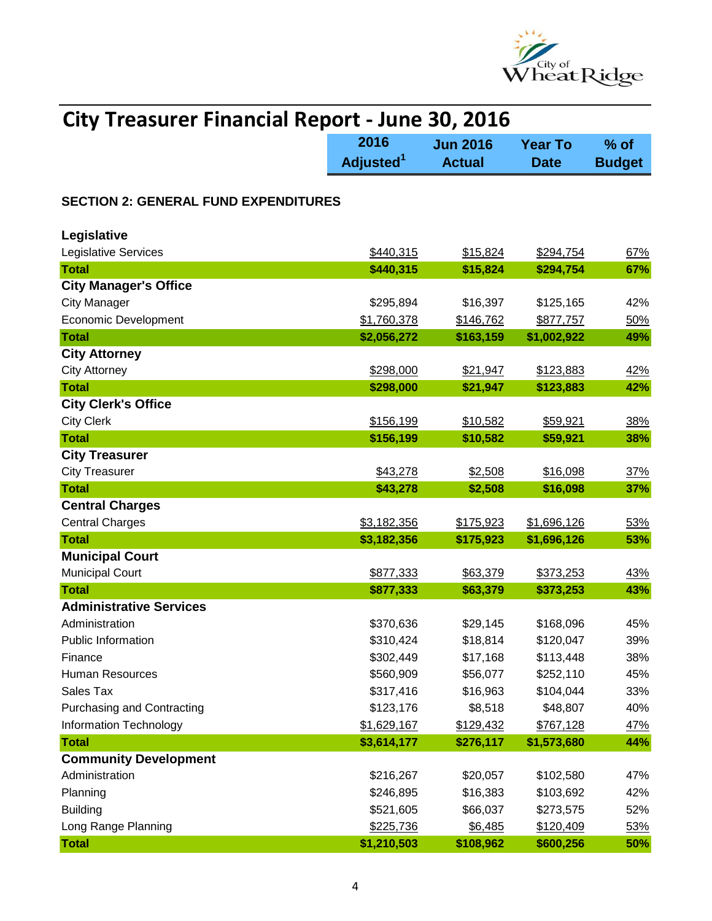# City Treasurer Financial Report - June 30, 2016

| | 2016 Adjusted[1] | Jun 2016 Actual | Year To Date | % of Budget |
|---|---|---|---|---|
| **SECTION 2: GENERAL FUND EXPENDITURES** | | | | |
| **Legislative** | | | | |
| Legislative Services | $440,315 | $15,824 | $294,754 | 67% |
| **Total** | **$440,315** | **$15,824** | **$294,754** | **67%** |
| **City Manager's Office** | | | | |
| City Manager | $295,894 | $16,397 | $125,165 | 42% |
| Economic Development | $1,760,378 | $146,762 | $877,757 | 50% |
| **Total** | **$2,056,272** | **$163,159** | **$1,002,922** | **49%** |
| **City Attorney** | | | | |
| City Attorney | $298,000 | $21,947 | $123,883 | 42% |
| **Total** | **$298,000** | **$21,947** | **$123,883** | **42%** |
| **City Clerk's Office** | | | | |
| City Clerk | $156,199 | $10,582 | $59,921 | 38% |
| **Total** | **$156,199** | **$10,582** | **$59,921** | **38%** |
| **City Treasurer** | | | | |
| City Treasurer | $43,278 | $2,508 | $16,098 | 37% |
| **Total** | **$43,278** | **$2,508** | **$16,098** | **37%** |
| **Central Charges** | | | | |
| Central Charges | $3,182,356 | $175,923 | $1,696,126 | 53% |
| **Total** | **$3,182,356** | **$175,923** | **$1,696,126** | **53%** |
| **Municipal Court** | | | | |
| Municipal Court | $877,333 | $63,379 | $373,253 | 43% |
| **Total** | **$877,333** | **$63,379** | **$373,253** | **43%** |
| **Administrative Services** | | | | |
| Administration | $370,636 | $29,145 | $168,096 | 45% |
| Public Information | $310,424 | $18,814 | $120,047 | 39% |
| Finance | $302,449 | $17,168 | $113,448 | 38% |
| Human Resources | $560,909 | $56,077 | $252,110 | 45% |
| Sales Tax | $317,416 | $16,963 | $104,044 | 33% |
| Purchasing and Contracting | $123,176 | $8,518 | $48,807 | 40% |
| Information Technology | $1,629,167 | $129,432 | $767,128 | 47% |
| **Total** | **$3,614,177** | **$276,117** | **$1,573,680** | **44%** |
| **Community Development** | | | | |
| Administration | $216,267 | $20,057 | $102,580 | 47% |
| Planning | $246,895 | $16,383 | $103,692 | 42% |
| Building | $521,605 | $66,037 | $273,575 | 52% |
| Long Range Planning | $225,736 | $6,485 | $120,409 | 53% |
| **Total** | **$1,210,503** | **$108,962** | **$600,256** | **50%** |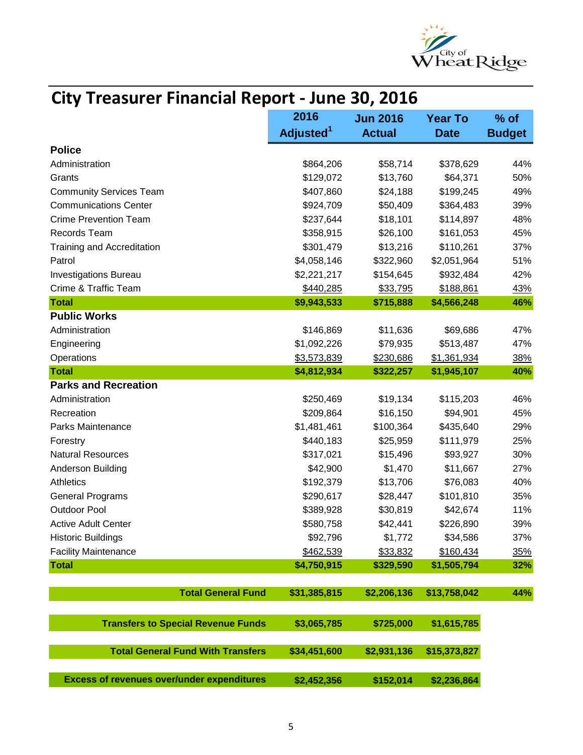# City Treasurer Financial Report - June 30, 2016

| | 2016 Adjusted[1] | Jun 2016 Actual | Year To Date | % of Budget |
|---|---|---|---|---|
| **Police** | | | | |
| Administration | $864,206 | $58,714 | $378,629 | 44% |
| Grants | $129,072 | $13,760 | $64,371 | 50% |
| Community Services Team | $407,860 | $24,188 | $199,245 | 49% |
| Communications Center | $924,709 | $50,409 | $364,483 | 39% |
| Crime Prevention Team | $237,644 | $18,101 | $114,897 | 48% |
| Records Team | $358,915 | $26,100 | $161,053 | 45% |
| Training and Accreditation | $301,479 | $13,216 | $110,261 | 37% |
| Patrol | $4,058,146 | $322,960 | $2,051,964 | 51% |
| Investigations Bureau | $2,221,217 | $154,645 | $932,484 | 42% |
| Crime & Traffic Team | $440,285 | $33,795 | $188,861 | 43% |
| **Total** | **$9,943,533** | **$715,888** | **$4,566,248** | **46%** |
| **Public Works** | | | | |
| Administration | $146,869 | $11,636 | $69,686 | 47% |
| Engineering | $1,092,226 | $79,935 | $513,487 | 47% |
| Operations | $3,573,839 | $230,686 | $1,361,934 | 38% |
| **Total** | **$4,812,934** | **$322,257** | **$1,945,107** | **40%** |
| **Parks and Recreation** | | | | |
| Administration | $250,469 | $19,134 | $115,203 | 46% |
| Recreation | $209,864 | $16,150 | $94,901 | 45% |
| Parks Maintenance | $1,481,461 | $100,364 | $435,640 | 29% |
| Forestry | $440,183 | $25,959 | $111,979 | 25% |
| Natural Resources | $317,021 | $15,496 | $93,927 | 30% |
| Anderson Building | $42,900 | $1,470 | $11,667 | 27% |
| Athletics | $192,379 | $13,706 | $76,083 | 40% |
| General Programs | $290,617 | $28,447 | $101,810 | 35% |
| Outdoor Pool | $389,928 | $30,819 | $42,674 | 11% |
| Active Adult Center | $580,758 | $42,441 | $226,890 | 39% |
| Historic Buildings | $92,796 | $1,772 | $34,586 | 37% |
| Facility Maintenance | $462,539 | $33,832 | $160,434 | 35% |
| **Total** | **$4,750,915** | **$329,590** | **$1,505,794** | **32%** |
| **Total General Fund** | **$31,385,815** | **$2,206,136** | **$13,758,042** | **44%** |
| **Transfers to Special Revenue Funds** | **$3,065,785** | **$725,000** | **$1,615,785** | |
| **Total General Fund With Transfers** | **$34,451,600** | **$2,931,136** | **$15,373,827** | |
| **Excess of revenues over/under expenditures** | **$2,452,356** | **$152,014** | **$2,236,864** | |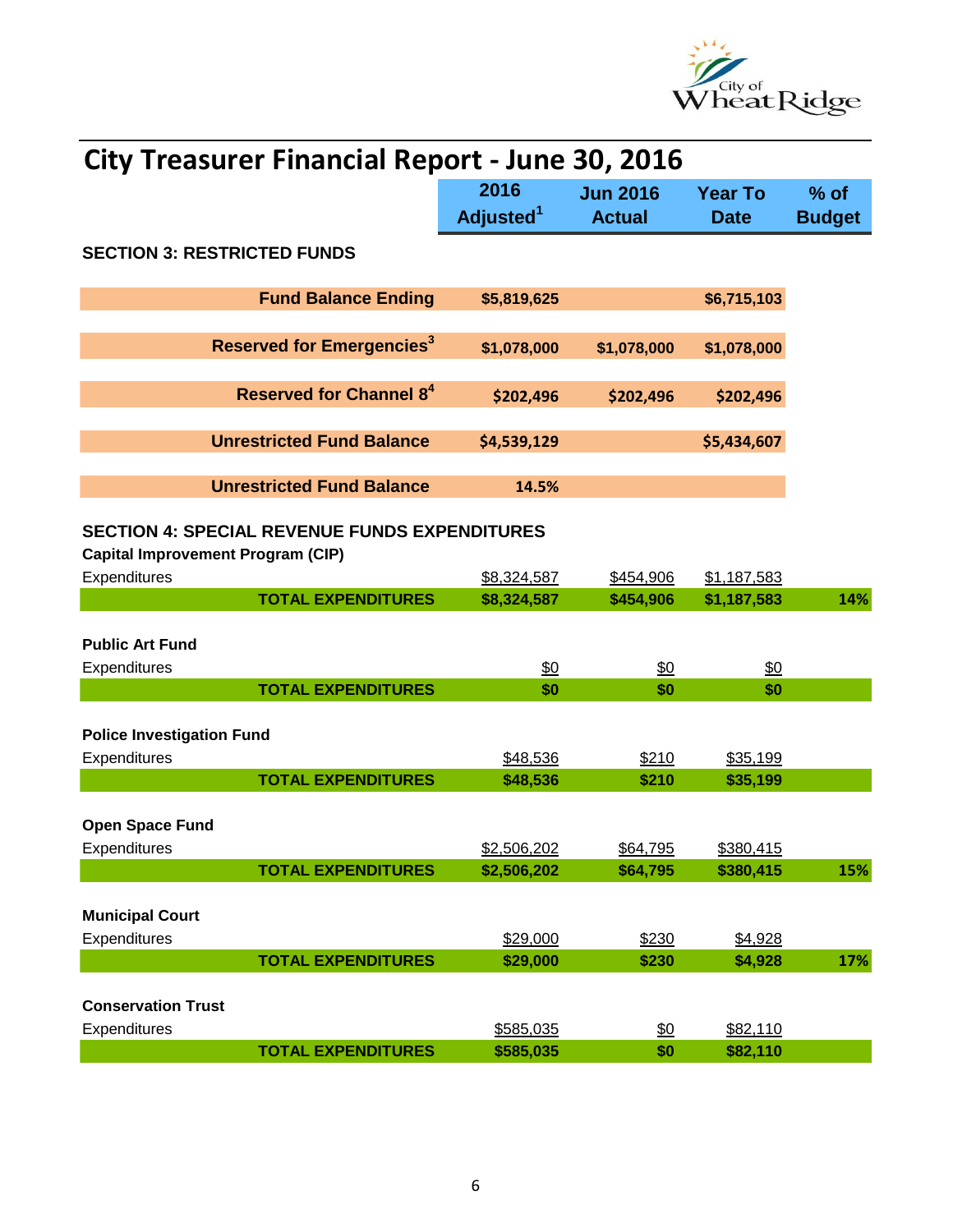# City Treasurer Financial Report - June 30, 2016

| | 2016 Adjusted[1] | Jun 2016 Actual | Year To Date | % of Budget |
|---|---|---|---|---|
| **SECTION 3: RESTRICTED FUNDS** | | | | |
| **Fund Balance Ending** | $5,819,625 | | $6,715,103 | |
| **Reserved for Emergencies[3]** | $1,078,000 | $1,078,000 | $1,078,000 | |
| **Reserved for Channel 8[4]** | $202,496 | $202,496 | $202,496 | |
| **Unrestricted Fund Balance** | $4,539,129 | | $5,434,607 | |
| **Unrestricted Fund Balance** | 14.5% | | | |
| **SECTION 4: SPECIAL REVENUE FUNDS EXPENDITURES** | | | | |
| **Capital Improvement Program (CIP)** | | | | |
| Expenditures | $8,324,587 | $454,906 | $1,187,583 | |
| **TOTAL EXPENDITURES** | $8,324,587 | $454,906 | $1,187,583 | 14% |
| **Public Art Fund** | | | | |
| Expenditures | $0 | $0 | $0 | |
| **TOTAL EXPENDITURES** | $0 | $0 | $0 | |
| **Police Investigation Fund** | | | | |
| Expenditures | $48,536 | $210 | $35,199 | |
| **TOTAL EXPENDITURES** | $48,536 | $210 | $35,199 | |
| **Open Space Fund** | | | | |
| Expenditures | $2,506,202 | $64,795 | $380,415 | |
| **TOTAL EXPENDITURES** | $2,506,202 | $64,795 | $380,415 | 15% |
| **Municipal Court** | | | | |
| Expenditures | $29,000 | $230 | $4,928 | |
| **TOTAL EXPENDITURES** | $29,000 | $230 | $4,928 | 17% |
| **Conservation Trust** | | | | |
| Expenditures | $585,035 | $0 | $82,110 | |
| **TOTAL EXPENDITURES** | $585,035 | $0 | $82,110 | |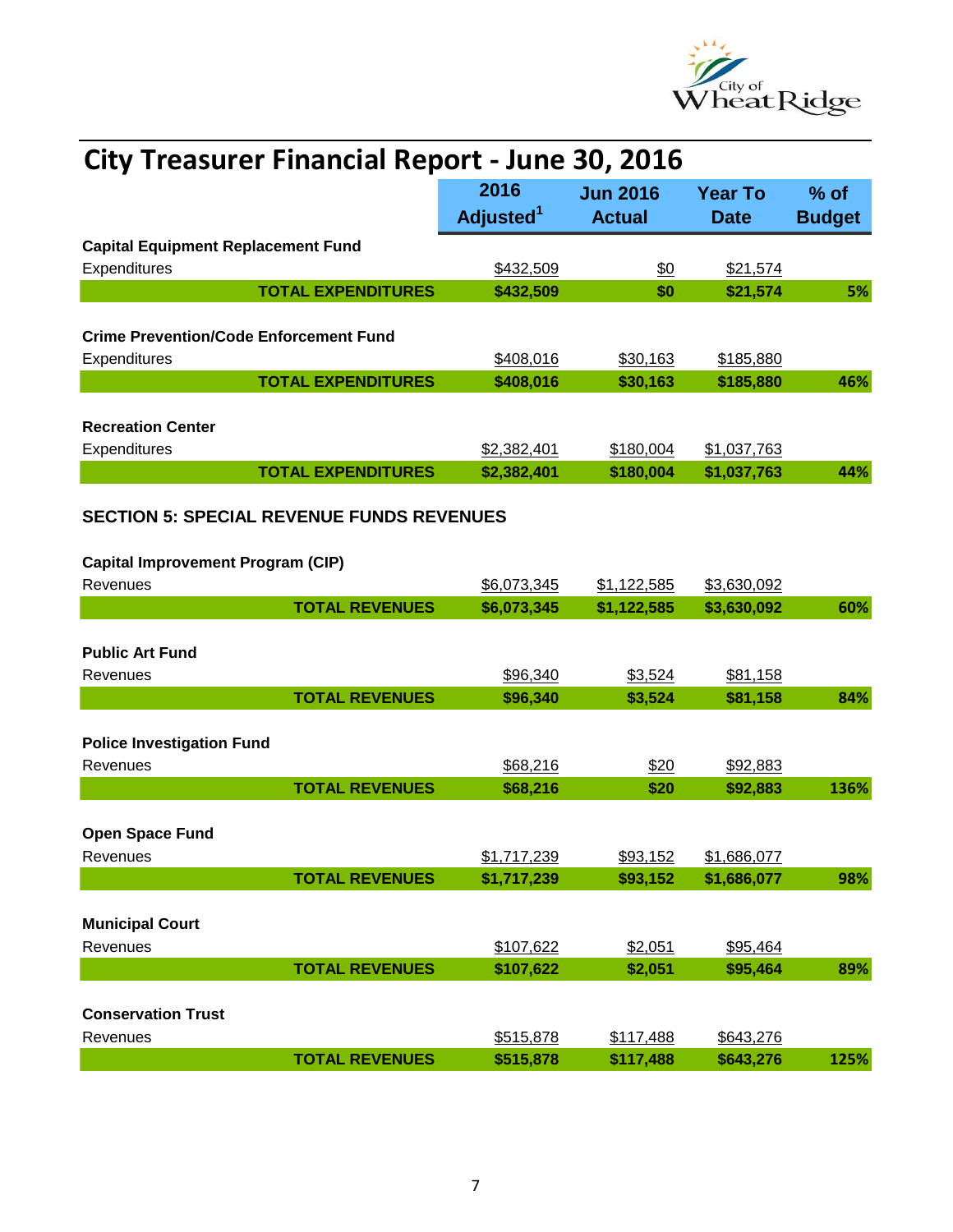# City Treasurer Financial Report - June 30, 2016

| | 2016 Adjusted[1] | Jun 2016 Actual | Year To Date | % of Budget |
|---|---|---|---|---|
| **Capital Equipment Replacement Fund** | | | | |
| Expenditures | $432,509 | $0 | $21,574 | |
| **TOTAL EXPENDITURES** | **$432,509** | **$0** | **$21,574** | **5%** |
| | | | | |
| **Crime Prevention/Code Enforcement Fund** | | | | |
| Expenditures | $408,016 | $30,163 | $185,880 | |
| **TOTAL EXPENDITURES** | **$408,016** | **$30,163** | **$185,880** | **46%** |
| | | | | |
| **Recreation Center** | | | | |
| Expenditures | $2,382,401 | $180,004 | $1,037,763 | |
| **TOTAL EXPENDITURES** | **$2,382,401** | **$180,004** | **$1,037,763** | **44%** |

## SECTION 5: SPECIAL REVENUE FUNDS REVENUES

| | 2016 Adjusted[1] | Jun 2016 Actual | Year To Date | % of Budget |
|---|---|---|---|---|
| **Capital Improvement Program (CIP)** | | | | |
| Revenues | $6,073,345 | $1,122,585 | $3,630,092 | |
| **TOTAL REVENUES** | **$6,073,345** | **$1,122,585** | **$3,630,092** | **60%** |
| | | | | |
| **Public Art Fund** | | | | |
| Revenues | $96,340 | $3,524 | $81,158 | |
| **TOTAL REVENUES** | **$96,340** | **$3,524** | **$81,158** | **84%** |
| | | | | |
| **Police Investigation Fund** | | | | |
| Revenues | $68,216 | $20 | $92,883 | |
| **TOTAL REVENUES** | **$68,216** | **$20** | **$92,883** | **136%** |
| | | | | |
| **Open Space Fund** | | | | |
| Revenues | $1,717,239 | $93,152 | $1,686,077 | |
| **TOTAL REVENUES** | **$1,717,239** | **$93,152** | **$1,686,077** | **98%** |
| | | | | |
| **Municipal Court** | | | | |
| Revenues | $107,622 | $2,051 | $95,464 | |
| **TOTAL REVENUES** | **$107,622** | **$2,051** | **$95,464** | **89%** |
| | | | | |
| **Conservation Trust** | | | | |
| Revenues | $515,878 | $117,488 | $643,276 | |
| **TOTAL REVENUES** | **$515,878** | **$117,488** | **$643,276** | **125%** |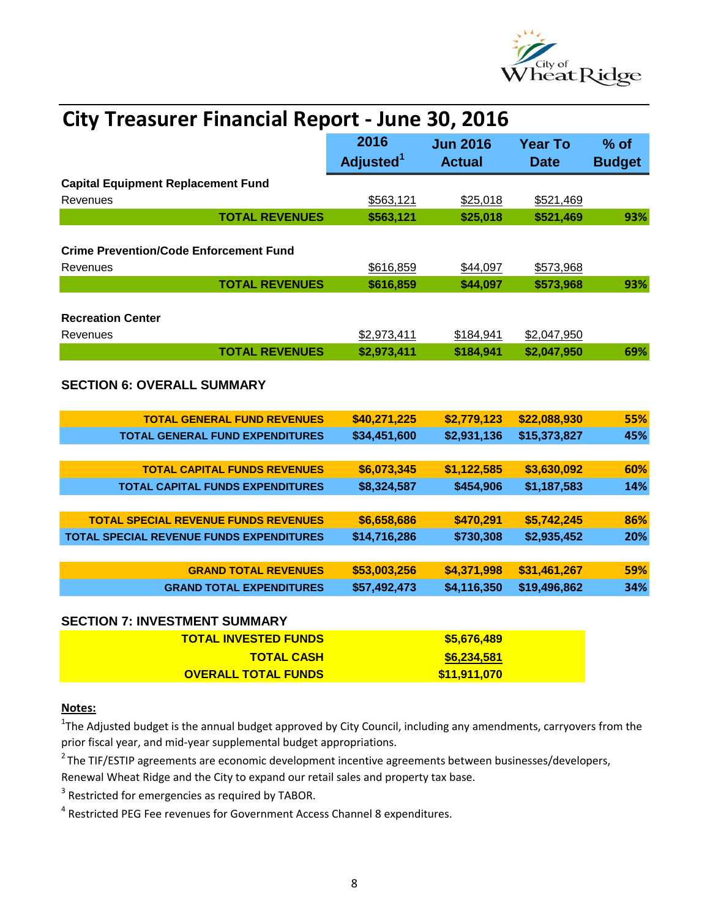# City Treasurer Financial Report - June 30, 2016

| | 2016 Adjusted[1] | Jun 2016 Actual | Year To Date | % of Budget |
|---|---|---|---|---|
| **Capital Equipment Replacement Fund** | | | | |
| Revenues | $563,121 | $25,018 | $521,469 | |
| **TOTAL REVENUES** | **$563,121** | **$25,018** | **$521,469** | **93%** |
| **Crime Prevention/Code Enforcement Fund** | | | | |
| Revenues | $616,859 | $44,097 | $573,968 | |
| **TOTAL REVENUES** | **$616,859** | **$44,097** | **$573,968** | **93%** |
| **Recreation Center** | | | | |
| Revenues | $2,973,411 | $184,941 | $2,047,950 | |
| **TOTAL REVENUES** | **$2,973,411** | **$184,941** | **$2,047,950** | **69%** |

## SECTION 6: OVERALL SUMMARY

| | 2016 Adjusted | Jun 2016 Actual | Year To Date | % of Budget |
|---|---|---|---|---|
| **TOTAL GENERAL FUND REVENUES** | **$40,271,225** | **$2,779,123** | **$22,088,930** | **55%** |
| **TOTAL GENERAL FUND EXPENDITURES** | **$34,451,600** | **$2,931,136** | **$15,373,827** | **45%** |
| **TOTAL CAPITAL FUNDS REVENUES** | **$6,073,345** | **$1,122,585** | **$3,630,092** | **60%** |
| **TOTAL CAPITAL FUNDS EXPENDITURES** | **$8,324,587** | **$454,906** | **$1,187,583** | **14%** |
| **TOTAL SPECIAL REVENUE FUNDS REVENUES** | **$6,658,686** | **$470,291** | **$5,742,245** | **86%** |
| **TOTAL SPECIAL REVENUE FUNDS EXPENDITURES** | **$14,716,286** | **$730,308** | **$2,935,452** | **20%** |
| **GRAND TOTAL REVENUES** | **$53,003,256** | **$4,371,998** | **$31,461,267** | **59%** |
| **GRAND TOTAL EXPENDITURES** | **$57,492,473** | **$4,116,350** | **$19,496,862** | **34%** |

## SECTION 7: INVESTMENT SUMMARY

| | |
|---|---|
| **TOTAL INVESTED FUNDS** | **$5,676,489** |
| **TOTAL CASH** | **$6,234,581** |
| **OVERALL TOTAL FUNDS** | **$11,911,070** |

**Notes:**

[1] The Adjusted budget is the annual budget approved by City Council, including any amendments, carryovers from the prior fiscal year, and mid-year supplemental budget appropriations.

[2] The TIF/ESTIP agreements are economic development incentive agreements between businesses/developers, Renewal Wheat Ridge and the City to expand our retail sales and property tax base.

[3] Restricted for emergencies as required by TABOR.

[4] Restricted PEG Fee revenues for Government Access Channel 8 expenditures.